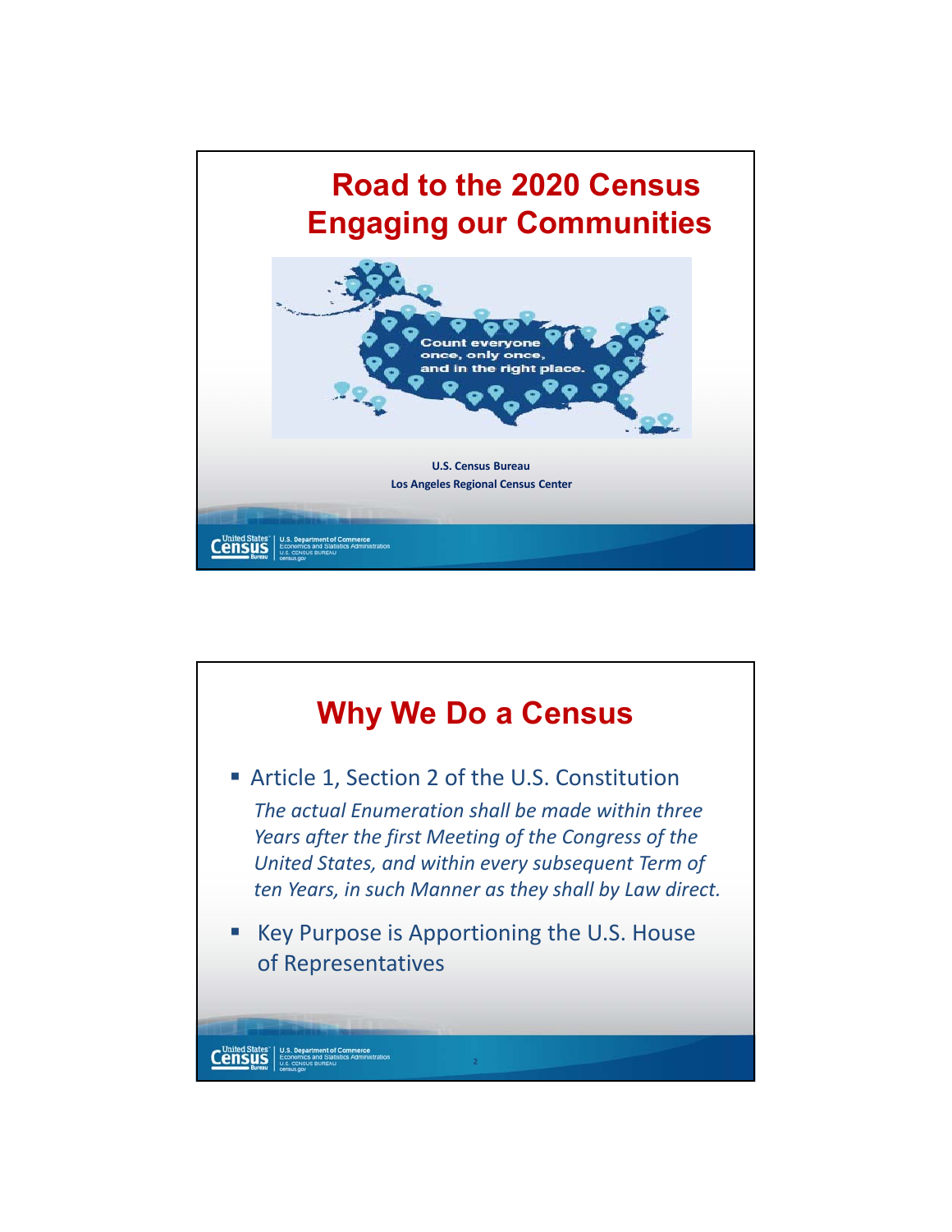# Road to the 2020 Census
# Engaging our Communities

Count everyone once, only once, and in the right place.

**U.S. Census Bureau**
**Los Angeles Regional Census Center**

# Why We Do a Census

- Article 1, Section 2 of the U.S. Constitution
  *The actual Enumeration shall be made within three Years after the first Meeting of the Congress of the United States, and within every subsequent Term of ten Years, in such Manner as they shall by Law direct.*
- Key Purpose is Apportioning the U.S. House of Representatives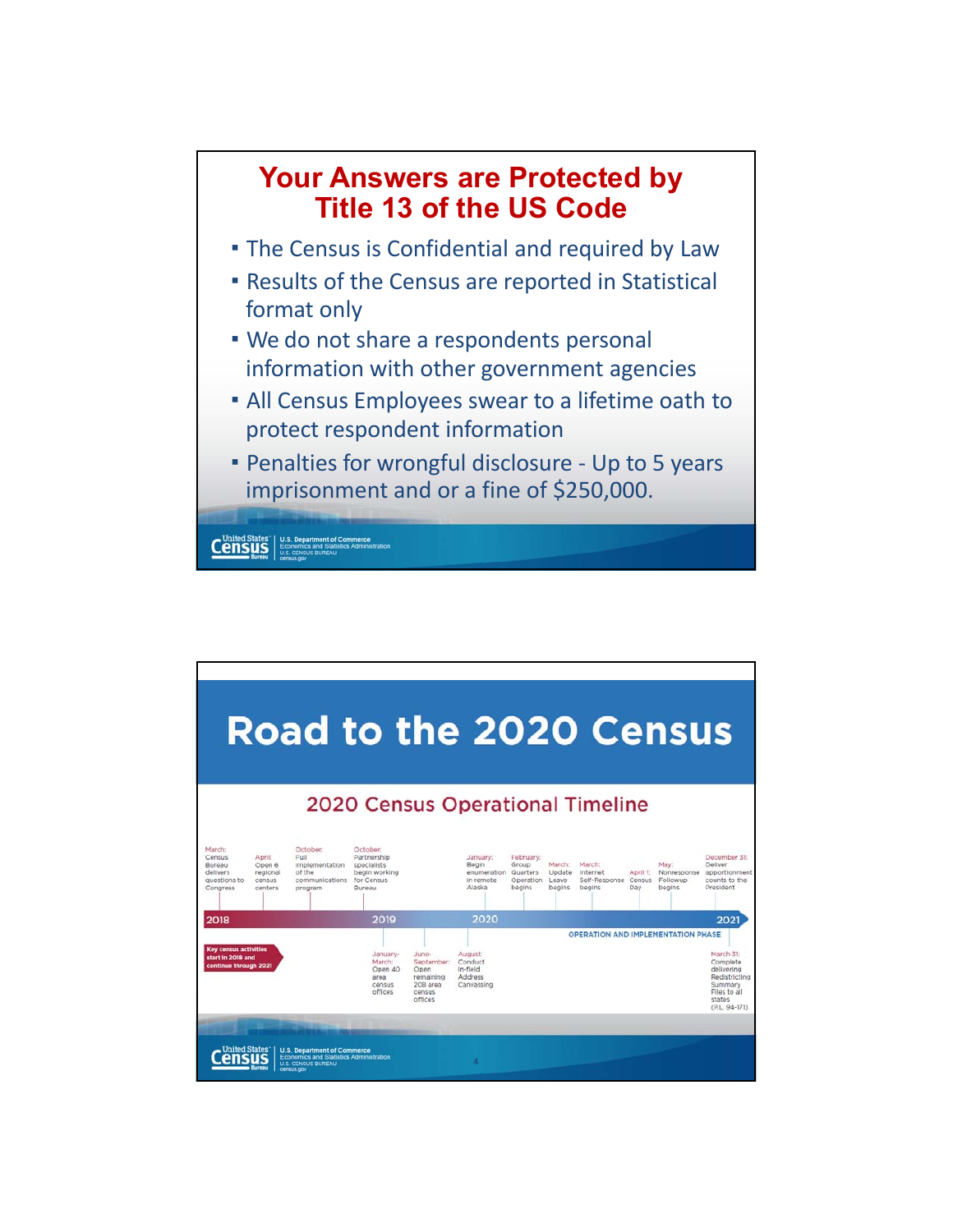# Your Answers are Protected by Title 13 of the US Code

- The Census is Confidential and required by Law
- Results of the Census are reported in Statistical format only
- We do not share a respondents personal information with other government agencies
- All Census Employees swear to a lifetime oath to protect respondent information
- Penalties for wrongful disclosure - Up to 5 years imprisonment and or a fine of $250,000.

# Road to the 2020 Census

## 2020 Census Operational Timeline

**2018**

- March: Census Bureau delivers questions to Congress
- April: Open 6 regional census centers
- October: Full implementation of the communications program
- October: Partnership specialists begin working for Census Bureau

Key census activities start in 2018 and continue through 2021

**2019**

- January-March: Open 40 area census offices
- June-September: Open remaining 208 area census offices
- August: Conduct in-field Address Canvassing

**2020**

- January: Begin enumeration in remote Alaska
- February: Group Quarters Operation begins
- March: Update Leave begins
- March: Internet Self-Response begins
- April 1: Census Day
- May: Nonresponse Followup begins
- December 31: Deliver apportionment counts to the President

OPERATION AND IMPLEMENTATION PHASE

**2021**

- March 31: Complete delivering Redistricting Summary Files to all states (P.L. 94-171)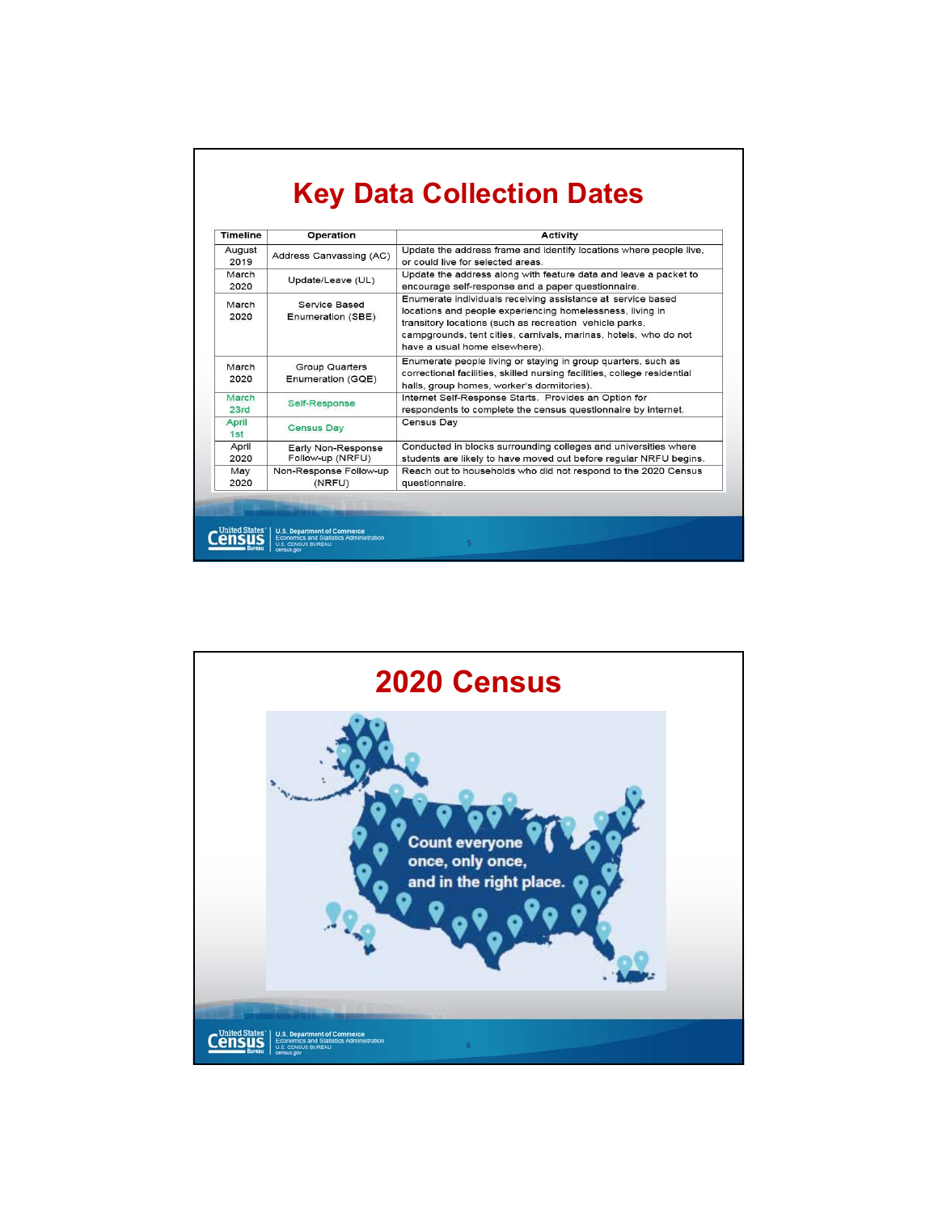# Key Data Collection Dates

| Timeline | Operation | Activity |
|---|---|---|
| August 2019 | Address Canvassing (AC) | Update the address frame and identify locations where people live, or could live for selected areas. |
| March 2020 | Update/Leave (UL) | Update the address along with feature data and leave a packet to encourage self-response and a paper questionnaire. |
| March 2020 | Service Based Enumeration (SBE) | Enumerate individuals receiving assistance at service based locations and people experiencing homelessness, living in transitory locations (such as recreation vehicle parks, campgrounds, tent cities, carnivals, marinas, hotels, who do not have a usual home elsewhere). |
| March 2020 | Group Quarters Enumeration (GQE) | Enumerate people living or staying in group quarters, such as correctional facilities, skilled nursing facilities, college residential halls, group homes, worker's dormitories). |
| March 23rd | Self-Response | Internet Self-Response Starts. Provides an Option for respondents to complete the census questionnaire by internet. |
| April 1st | Census Day | Census Day |
| April 2020 | Early Non-Response Follow-up (NRFU) | Conducted in blocks surrounding colleges and universities where students are likely to have moved out before regular NRFU begins. |
| May 2020 | Non-Response Follow-up (NRFU) | Reach out to households who did not respond to the 2020 Census questionnaire. |

# 2020 Census

Count everyone once, only once, and in the right place.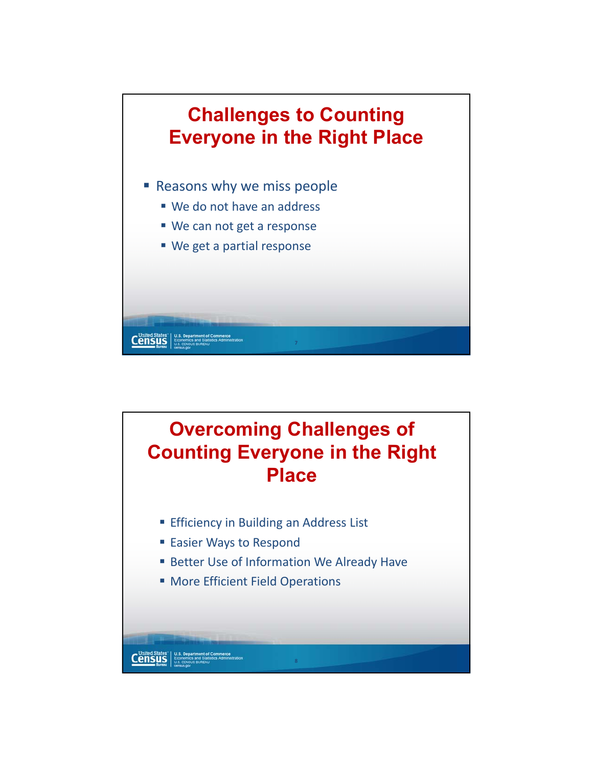# Challenges to Counting Everyone in the Right Place

- Reasons why we miss people
  - We do not have an address
  - We can not get a response
  - We get a partial response

# Overcoming Challenges of Counting Everyone in the Right Place

- Efficiency in Building an Address List
- Easier Ways to Respond
- Better Use of Information We Already Have
- More Efficient Field Operations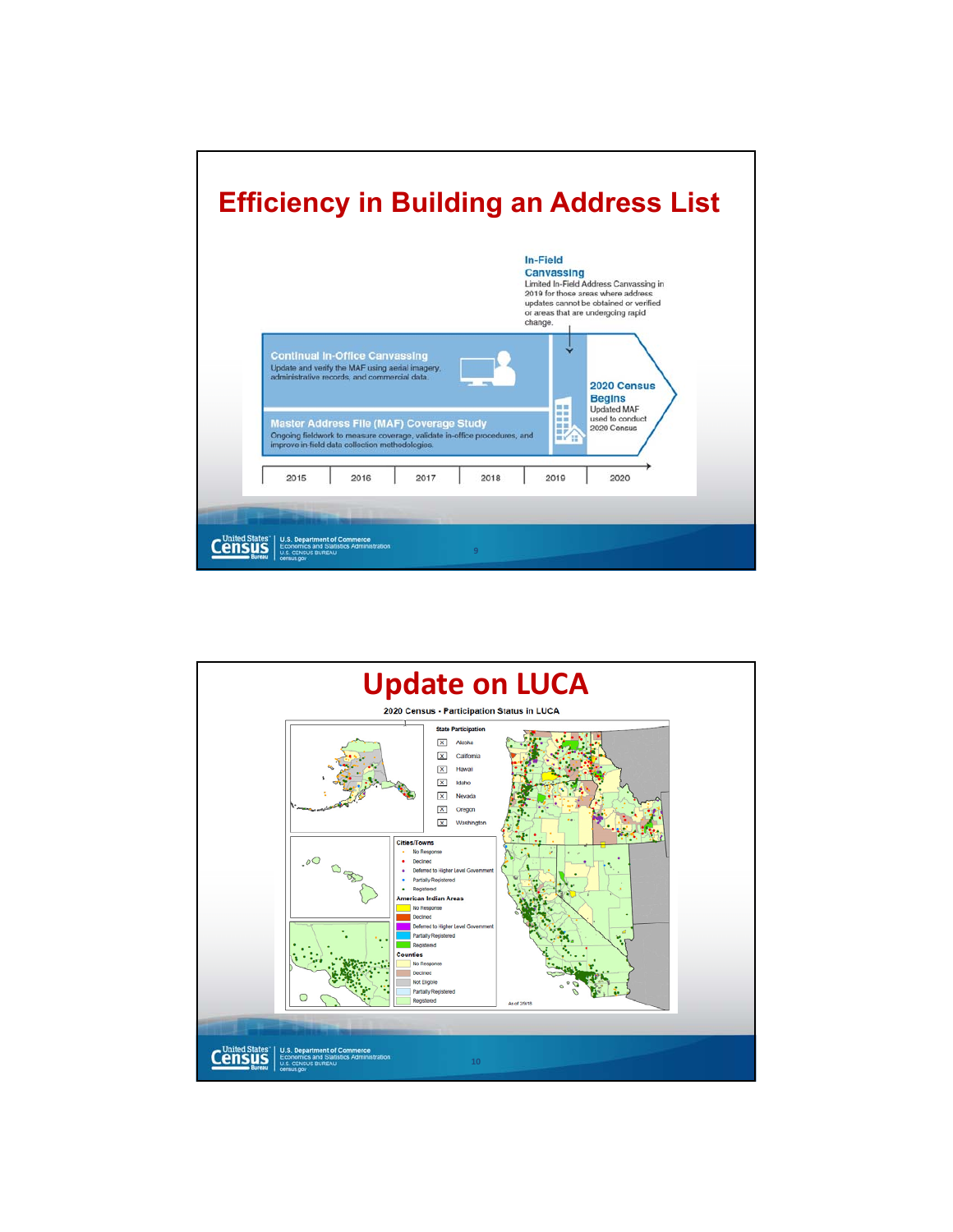# Efficiency in Building an Address List

**In-Field Canvassing**
Limited In-Field Address Canvassing in 2019 for those areas where address updates cannot be obtained or verified or areas that are undergoing rapid change.

**Continual In-Office Canvassing**
Update and verify the MAF using aerial imagery, administrative records, and commercial data.

**Master Address File (MAF) Coverage Study**
Ongoing fieldwork to measure coverage, validate in-office procedures, and improve in-field data collection methodologies.

**2020 Census Begins**
Updated MAF used to conduct 2020 Census

2015 | 2016 | 2017 | 2018 | 2019 | 2020

# Update on LUCA

2020 Census - Participation Status in LUCA

**State Participation**
- [X] Alaska
- [X] California
- [X] Hawaii
- [X] Idaho
- [X] Nevada
- [X] Oregon
- [X] Washington

**Cities/Towns**
- No Response
- Declined
- Deferred to Higher Level Government
- Partially Registered
- Registered

**American Indian Areas**
- No Response
- Declined
- Deferred to Higher Level Government
- Partially Registered
- Registered

**Counties**
- No Response
- Declined
- Not Eligible
- Partially Registered
- Registered

As of 2/9/18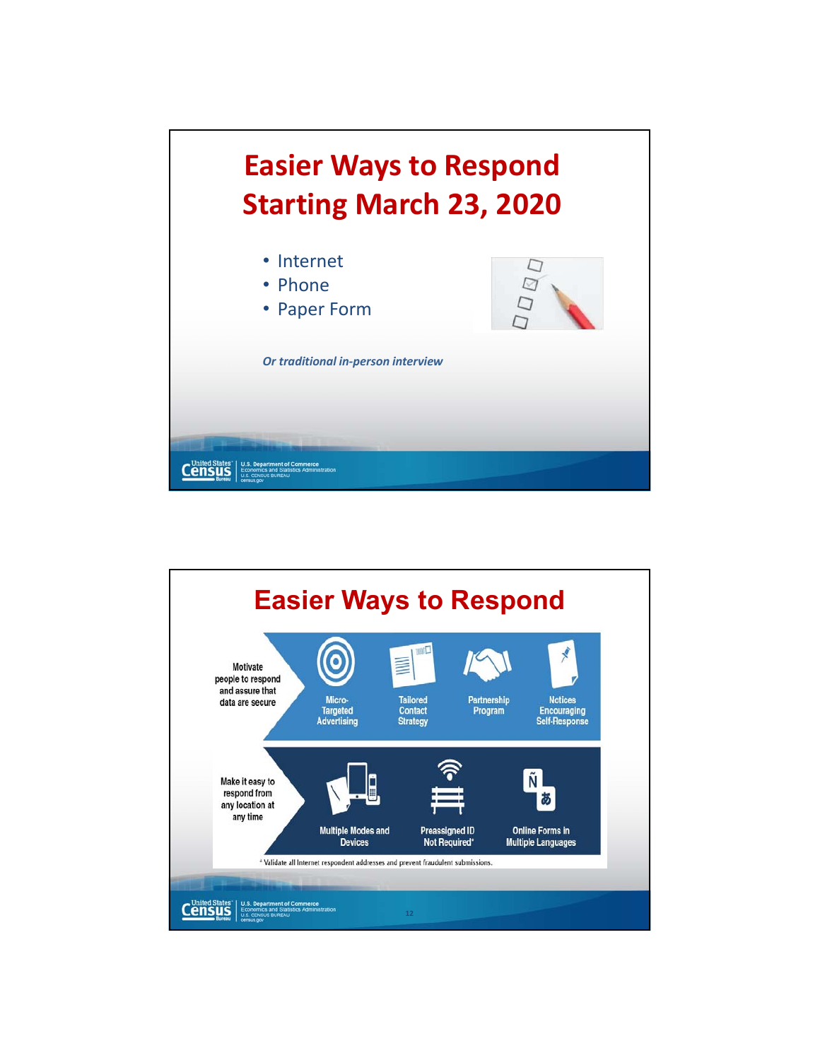# Easier Ways to Respond Starting March 23, 2020

- Internet
- Phone
- Paper Form

*Or traditional in-person interview*

# Easier Ways to Respond

Motivate people to respond and assure that data are secure

- Micro-Targeted Advertising
- Tailored Contact Strategy
- Partnership Program
- Notices Encouraging Self-Response

Make it easy to respond from any location at any time

- Multiple Modes and Devices
- Preassigned ID Not Required*
- Online Forms in Multiple Languages

* Validate all Internet respondent addresses and prevent fraudulent submissions.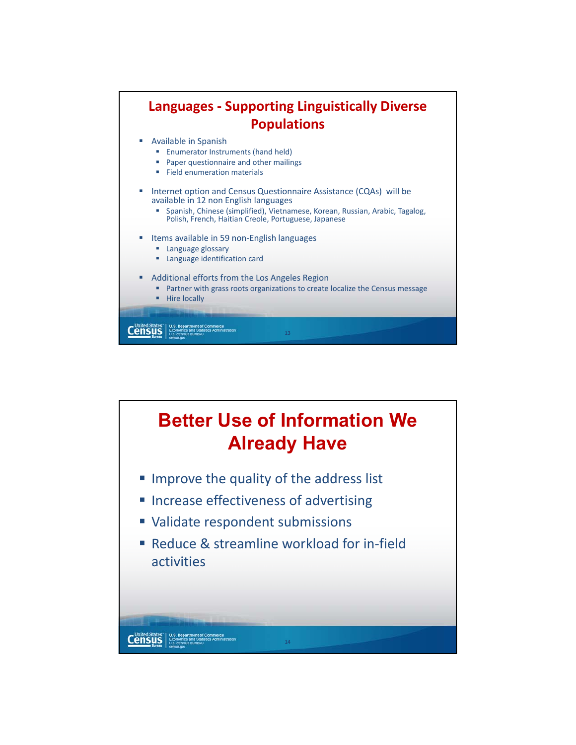## Languages - Supporting Linguistically Diverse Populations

- Available in Spanish
  - Enumerator Instruments (hand held)
  - Paper questionnaire and other mailings
  - Field enumeration materials
- Internet option and Census Questionnaire Assistance (CQAs) will be available in 12 non English languages
  - Spanish, Chinese (simplified), Vietnamese, Korean, Russian, Arabic, Tagalog, Polish, French, Haitian Creole, Portuguese, Japanese
- Items available in 59 non-English languages
  - Language glossary
  - Language identification card
- Additional efforts from the Los Angeles Region
  - Partner with grass roots organizations to create localize the Census message
  - Hire locally

## Better Use of Information We Already Have

- Improve the quality of the address list
- Increase effectiveness of advertising
- Validate respondent submissions
- Reduce & streamline workload for in-field activities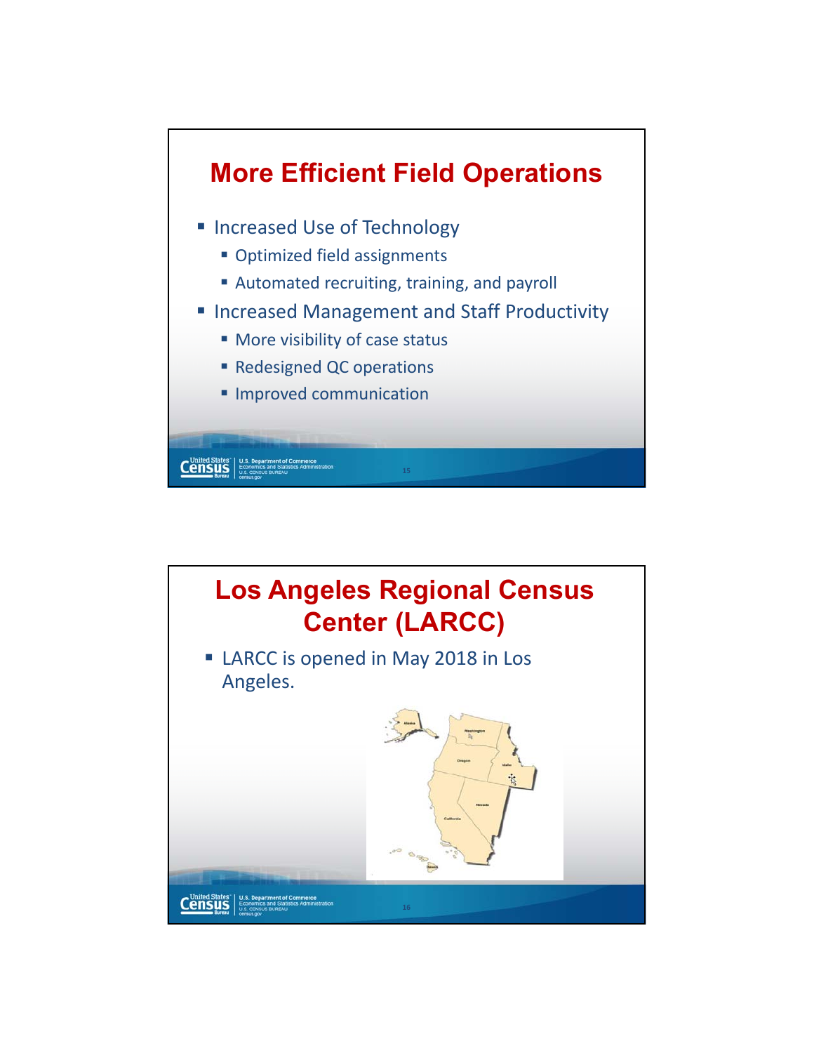## More Efficient Field Operations

- Increased Use of Technology
  - Optimized field assignments
  - Automated recruiting, training, and payroll
- Increased Management and Staff Productivity
  - More visibility of case status
  - Redesigned QC operations
  - Improved communication

## Los Angeles Regional Census Center (LARCC)

- LARCC is opened in May 2018 in Los Angeles.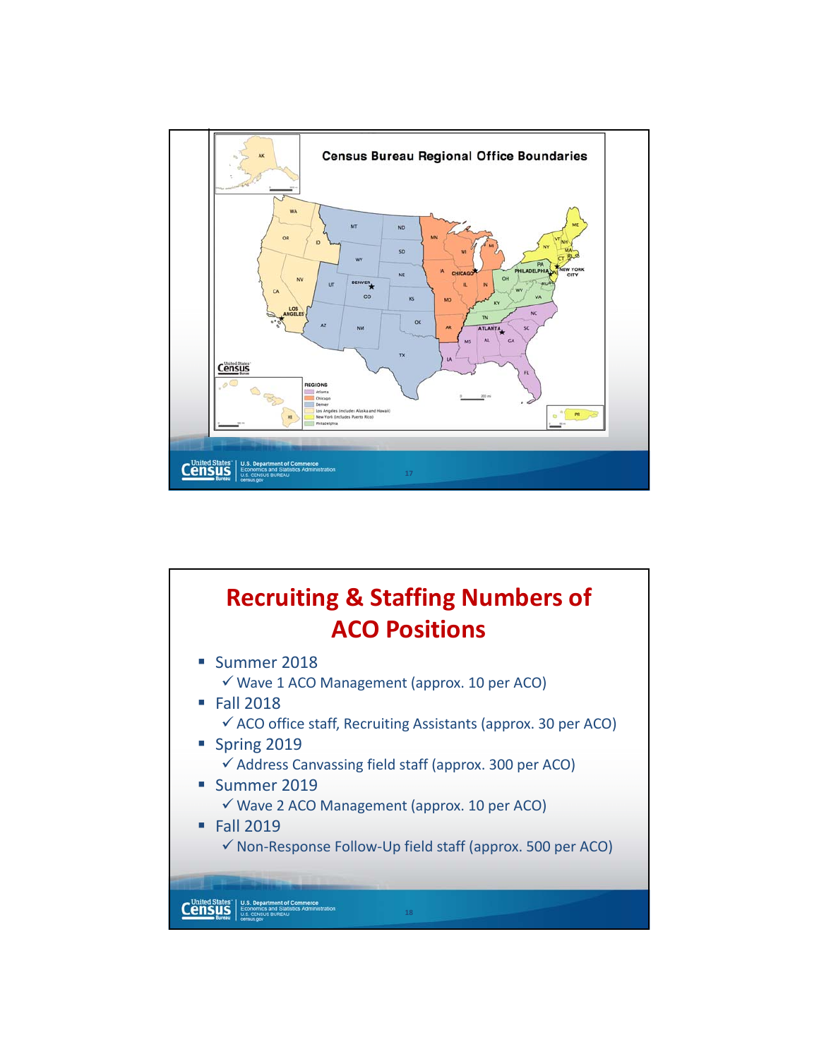## Census Bureau Regional Office Boundaries

REGIONS

- Atlanta
- Chicago
- Denver
- Los Angeles (includes Alaska and Hawaii)
- New York (includes Puerto Rico)
- Philadelphia

# Recruiting & Staffing Numbers of ACO Positions

- Summer 2018
  - ✓ Wave 1 ACO Management (approx. 10 per ACO)
- Fall 2018
  - ✓ ACO office staff, Recruiting Assistants (approx. 30 per ACO)
- Spring 2019
  - ✓ Address Canvassing field staff (approx. 300 per ACO)
- Summer 2019
  - ✓ Wave 2 ACO Management (approx. 10 per ACO)
- Fall 2019
  - ✓ Non-Response Follow-Up field staff (approx. 500 per ACO)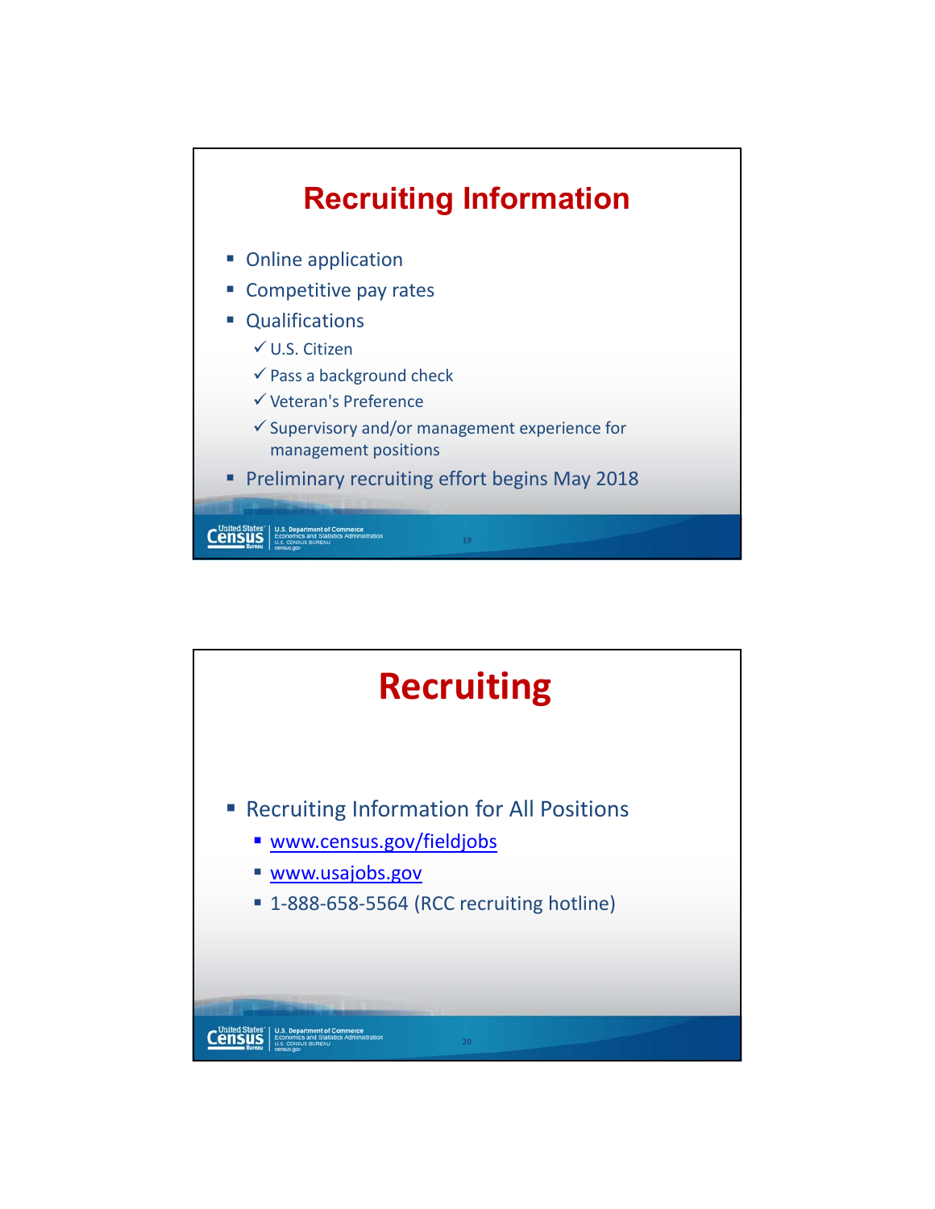# Recruiting Information

- Online application
- Competitive pay rates
- Qualifications
  - ✓ U.S. Citizen
  - ✓ Pass a background check
  - ✓ Veteran's Preference
  - ✓ Supervisory and/or management experience for management positions
- Preliminary recruiting effort begins May 2018

# Recruiting

- Recruiting Information for All Positions
  - www.census.gov/fieldjobs
  - www.usajobs.gov
  - 1-888-658-5564 (RCC recruiting hotline)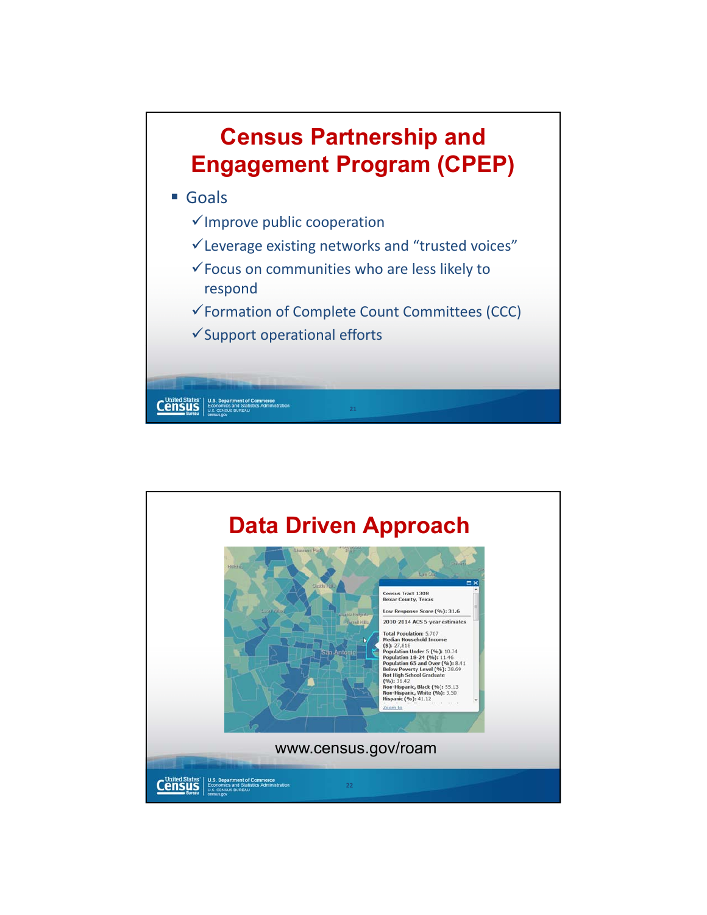# Census Partnership and Engagement Program (CPEP)

- Goals
  - ✓Improve public cooperation
  - ✓Leverage existing networks and "trusted voices"
  - ✓Focus on communities who are less likely to respond
  - ✓Formation of Complete Count Committees (CCC)
  - ✓Support operational efforts

# Data Driven Approach

Census Tract 1308
Bexar County, Texas

Low Response Score (%): 31.6

2010-2014 ACS 5-year estimates

Total Population: 5,707
Median Household Income ($): 27,818
Population Under 5 (%): 10.74
Population 18-24 (%): 11.46
Population 65 and Over (%): 8.41
Below Poverty Level (%): 38.69
Not High School Graduate (%): 31.42
Non-Hispanic, Black (%): 55.13
Non-Hispanic, White (%): 3.50
Hispanic (%): 41.12

Zoom to

www.census.gov/roam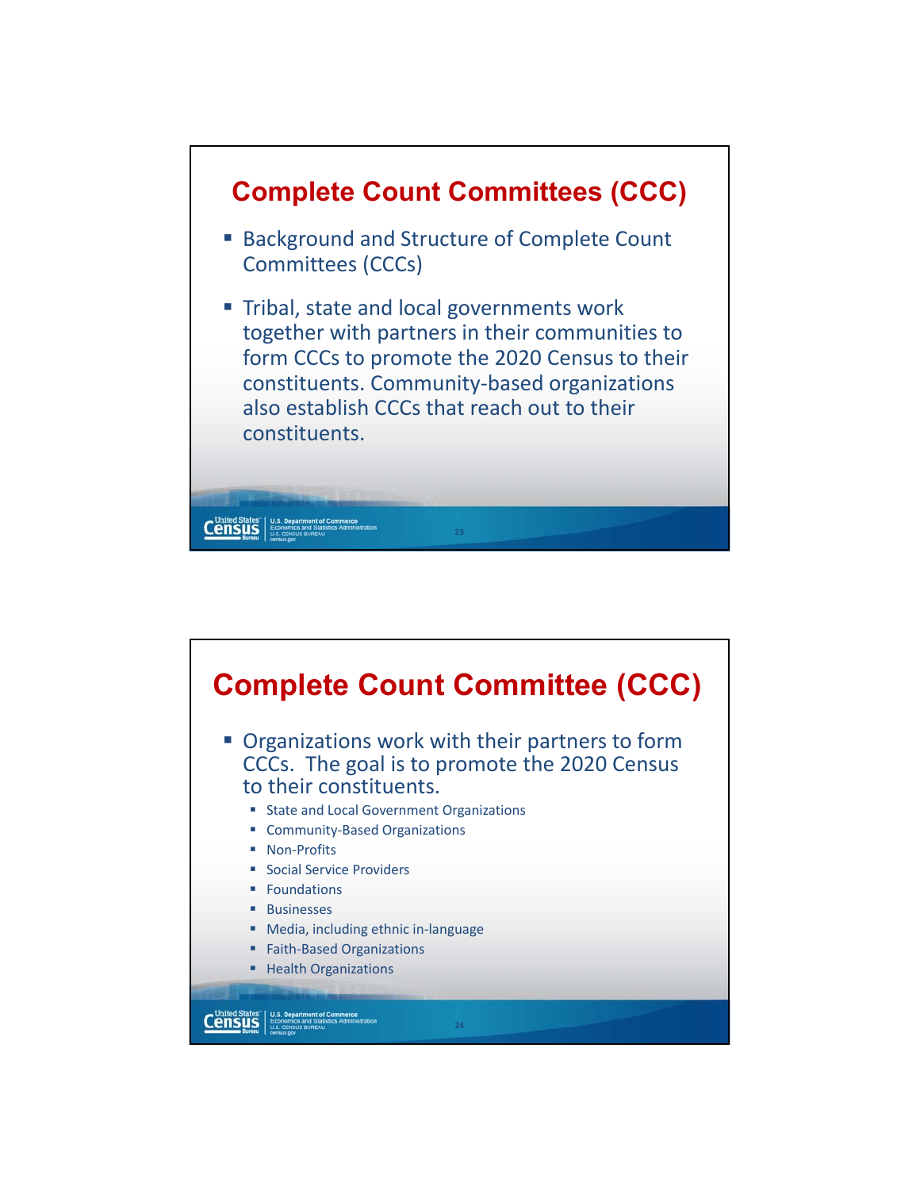## Complete Count Committees (CCC)

- Background and Structure of Complete Count Committees (CCCs)
- Tribal, state and local governments work together with partners in their communities to form CCCs to promote the 2020 Census to their constituents. Community-based organizations also establish CCCs that reach out to their constituents.

## Complete Count Committee (CCC)

- Organizations work with their partners to form CCCs. The goal is to promote the 2020 Census to their constituents.
  - State and Local Government Organizations
  - Community-Based Organizations
  - Non-Profits
  - Social Service Providers
  - Foundations
  - Businesses
  - Media, including ethnic in-language
  - Faith-Based Organizations
  - Health Organizations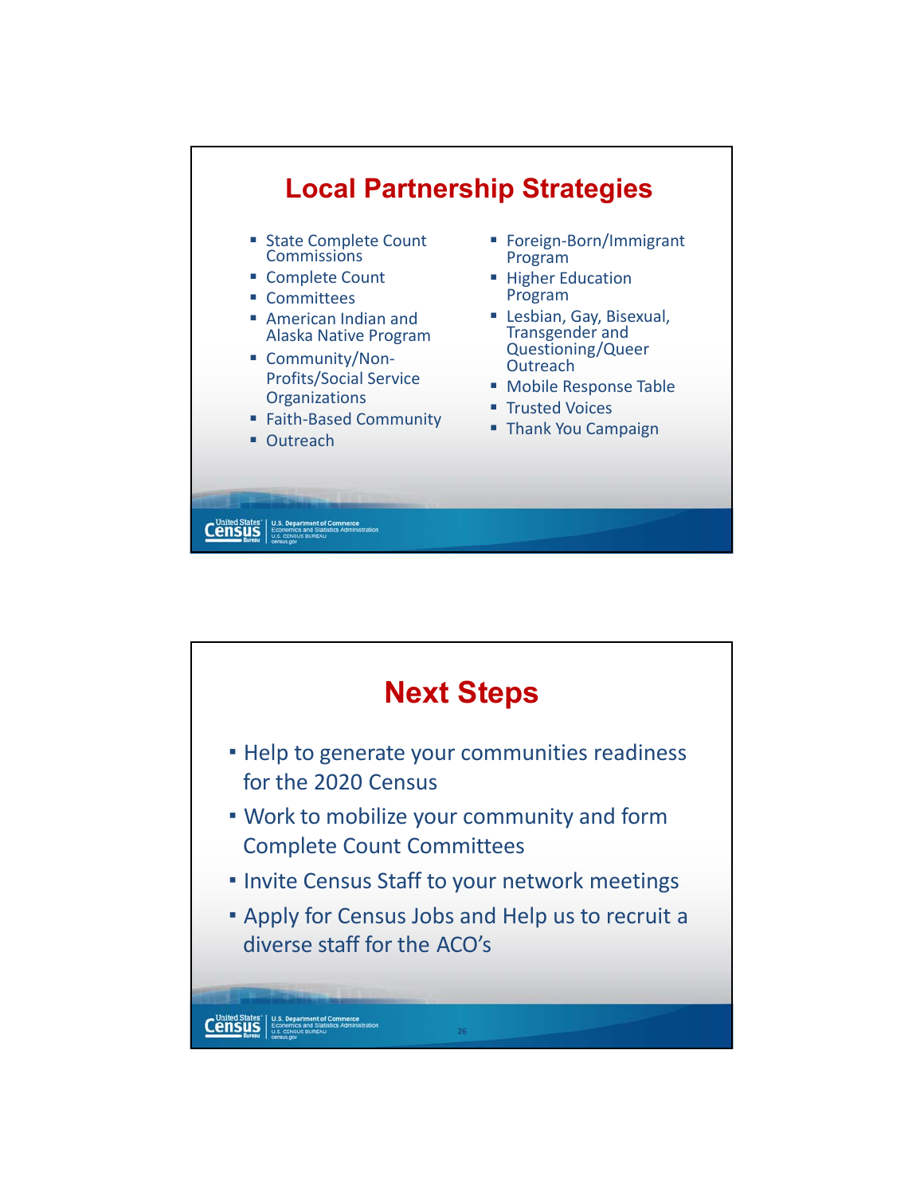## Local Partnership Strategies

- State Complete Count Commissions
- Complete Count
- Committees
- American Indian and Alaska Native Program
- Community/Non-Profits/Social Service Organizations
- Faith-Based Community
- Outreach
- Foreign-Born/Immigrant Program
- Higher Education Program
- Lesbian, Gay, Bisexual, Transgender and Questioning/Queer Outreach
- Mobile Response Table
- Trusted Voices
- Thank You Campaign

## Next Steps

- Help to generate your communities readiness for the 2020 Census
- Work to mobilize your community and form Complete Count Committees
- Invite Census Staff to your network meetings
- Apply for Census Jobs and Help us to recruit a diverse staff for the ACO's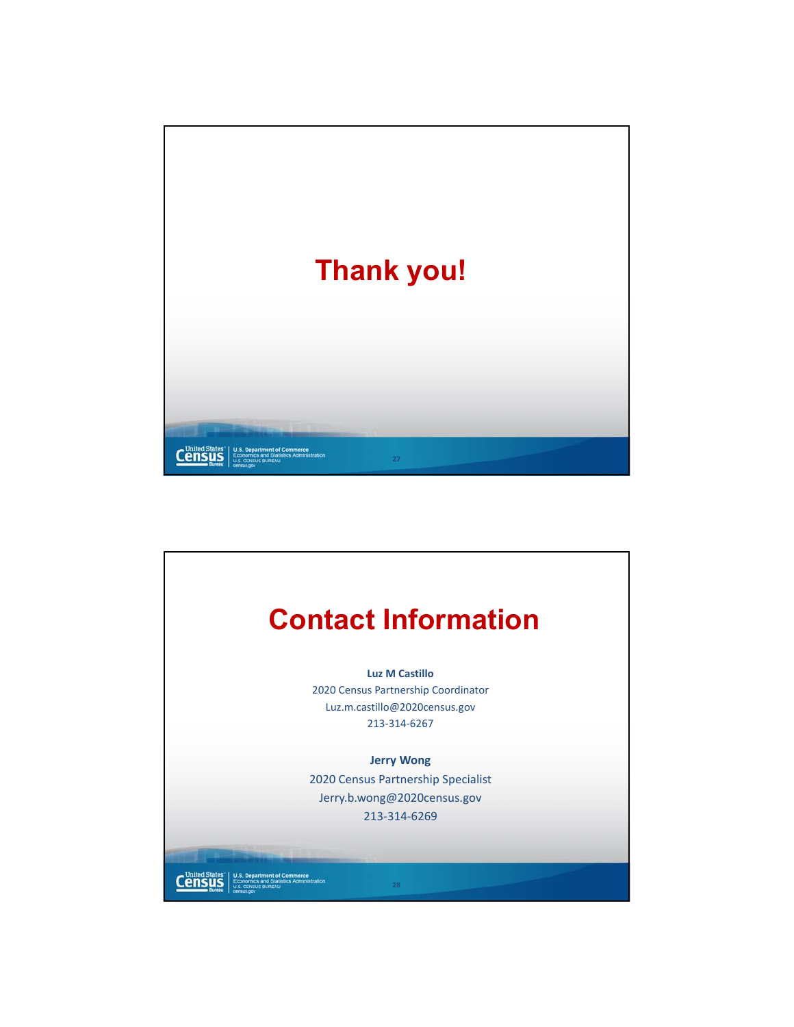# Thank you!

# Contact Information

**Luz M Castillo**
2020 Census Partnership Coordinator
Luz.m.castillo@2020census.gov
213-314-6267

**Jerry Wong**
2020 Census Partnership Specialist
Jerry.b.wong@2020census.gov
213-314-6269